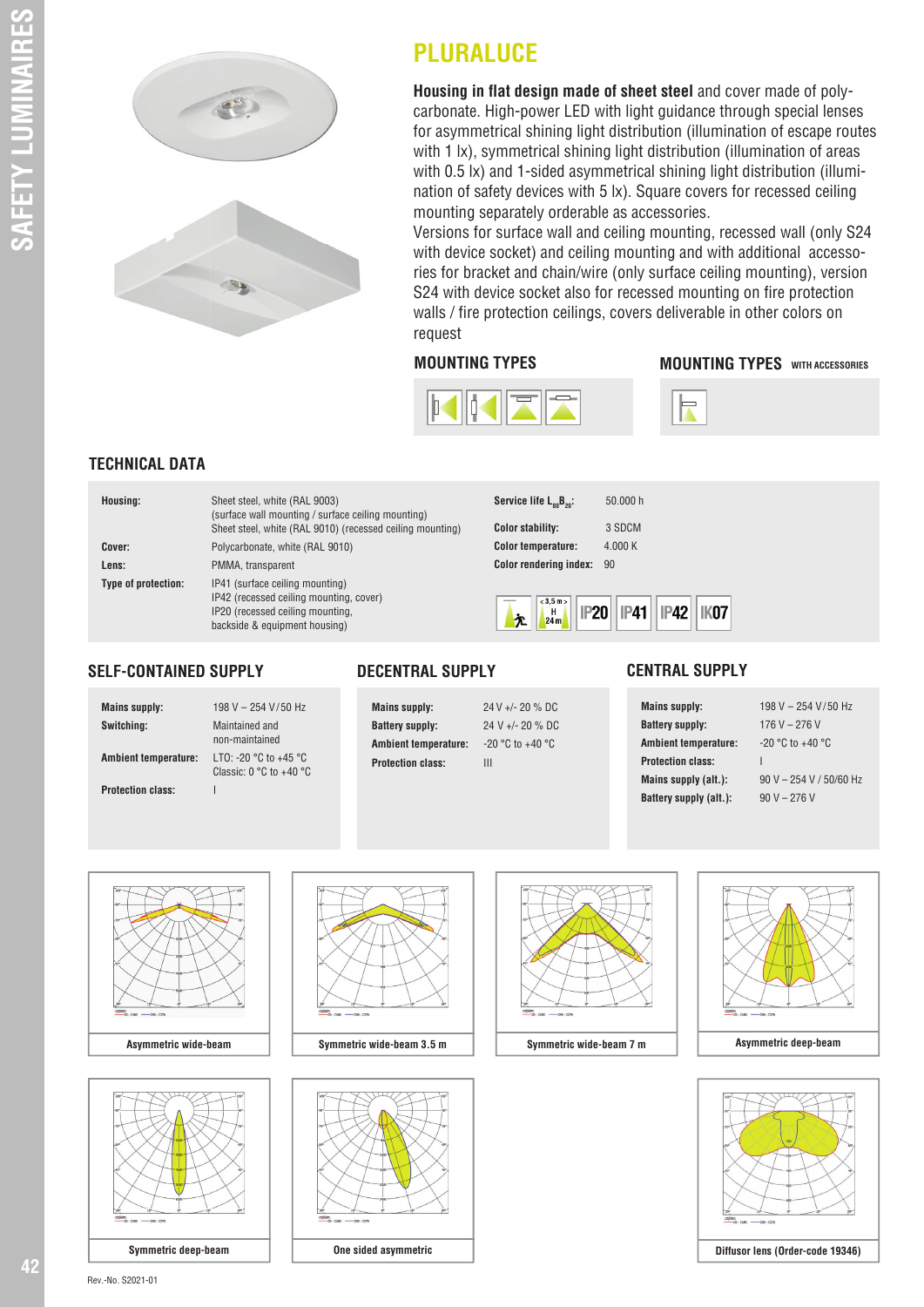# PLURALUCE

**Housing in flat design made of sheet steel** and cover made of polycarbonate. High-power LED with light guidance through special lenses for asymmetrical shining light distribution (illumination of escape routes with 1 lx), symmetrical shining light distribution (illumination of areas with 0.5 lx) and 1-sided asymmetrical shining light distribution (illumination of safety devices with 5 lx). Square covers for recessed ceiling mounting separately orderable as accessories.

Versions for surface wall and ceiling mounting, recessed wall (only S24 with device socket) and ceiling mounting and with additional accessories for bracket and chain/wire (only surface ceiling mounting), version S24 with device socket also for recessed mounting on fire protection walls / fire protection ceilings, covers deliverable in other colors on request

### MOUNTING TYPES

### MOUNTING TYPES WITH ACCESSORIES

## TECHNICAL DATA

| | |
|---|---|
| **Housing:** | Sheet steel, white (RAL 9003) (surface wall mounting / surface ceiling mounting) Sheet steel, white (RAL 9010) (recessed ceiling mounting) |
| **Cover:** | Polycarbonate, white (RAL 9010) |
| **Lens:** | PMMA, transparent |
| **Type of protection:** | IP41 (surface ceiling mounting) IP42 (recessed ceiling mounting, cover) IP20 (recessed ceiling mounting, backside & equipment housing) |

| | |
|---|---|
| **Service life $L_{80}B_{20}$:** | 50.000 h |
| **Color stability:** | 3 SDCM |
| **Color temperature:** | 4.000 K |
| **Color rendering index:** | 90 |

< 3,5 m > H 24 m IP20 IP41 IP42 IK07

## SELF-CONTAINED SUPPLY

| | |
|---|---|
| **Mains supply:** | 198 V – 254 V / 50 Hz |
| **Switching:** | Maintained and non-maintained |
| **Ambient temperature:** | LTO: -20 °C to +45 °C Classic: 0 °C to +40 °C |
| **Protection class:** | I |

## DECENTRAL SUPPLY

| | |
|---|---|
| **Mains supply:** | 24 V +/- 20 % DC |
| **Battery supply:** | 24 V +/- 20 % DC |
| **Ambient temperature:** | -20 °C to +40 °C |
| **Protection class:** | III |

## CENTRAL SUPPLY

| | |
|---|---|
| **Mains supply:** | 198 V – 254 V / 50 Hz |
| **Battery supply:** | 176 V – 276 V |
| **Ambient temperature:** | -20 °C to +40 °C |
| **Protection class:** | I |
| **Mains supply (alt.):** | 90 V – 254 V / 50/60 Hz |
| **Battery supply (alt.):** | 90 V – 276 V |

Asymmetric wide-beam

Symmetric wide-beam 3.5 m

Symmetric wide-beam 7 m

Asymmetric deep-beam

Symmetric deep-beam

One sided asymmetric

Diffusor lens (Order-code 19346)

Rev.-No. S2021-01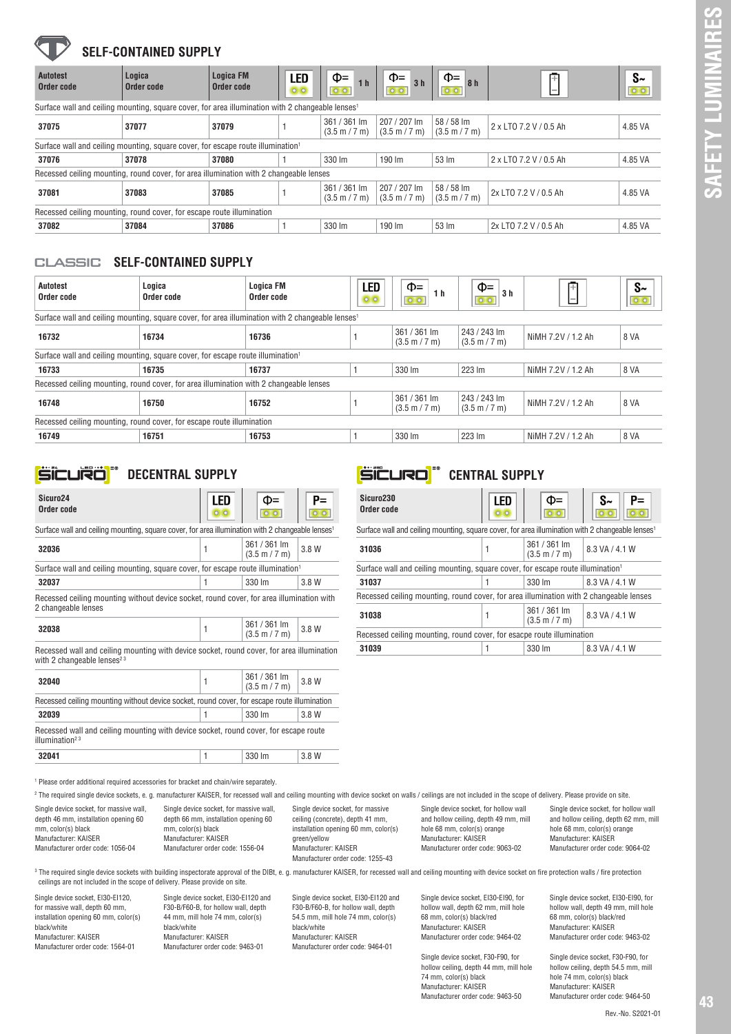## SELF-CONTAINED SUPPLY

| Autotest Order code | Logica Order code | Logica FM Order code | LED | Φ= 1 h | Φ= 3 h | Φ= 8 h | Battery | S~ |
|---|---|---|---|---|---|---|---|---|
| Surface wall and ceiling mounting, square cover, for area illumination with 2 changeable lenses[1] | | | | | | | | |
| 37075 | 37077 | 37079 | 1 | 361 / 361 lm (3.5 m / 7 m) | 207 / 207 lm (3.5 m / 7 m) | 58 / 58 lm (3.5 m / 7 m) | 2 x LTO 7.2 V / 0.5 Ah | 4.85 VA |
| Surface wall and ceiling mounting, square cover, for escape route illumination[1] | | | | | | | | |
| 37076 | 37078 | 37080 | 1 | 330 lm | 190 lm | 53 lm | 2 x LTO 7.2 V / 0.5 Ah | 4.85 VA |
| Recessed ceiling mounting, round cover, for area illumination with 2 changeable lenses | | | | | | | | |
| 37081 | 37083 | 37085 | 1 | 361 / 361 lm (3.5 m / 7 m) | 207 / 207 lm (3.5 m / 7 m) | 58 / 58 lm (3.5 m / 7 m) | 2x LTO 7.2 V / 0.5 Ah | 4.85 VA |
| Recessed ceiling mounting, round cover, for escape route illumination | | | | | | | | |
| 37082 | 37084 | 37086 | 1 | 330 lm | 190 lm | 53 lm | 2x LTO 7.2 V / 0.5 Ah | 4.85 VA |

## CLASSIC SELF-CONTAINED SUPPLY

| Autotest Order code | Logica Order code | Logica FM Order code | LED | Φ= 1 h | Φ= 3 h | Battery | S~ |
|---|---|---|---|---|---|---|---|
| Surface wall and ceiling mounting, square cover, for area illumination with 2 changeable lenses[1] | | | | | | | |
| 16732 | 16734 | 16736 | 1 | 361 / 361 lm (3.5 m / 7 m) | 243 / 243 lm (3.5 m / 7 m) | NiMH 7.2V / 1.2 Ah | 8 VA |
| Surface wall and ceiling mounting, square cover, for escape route illumination[1] | | | | | | | |
| 16733 | 16735 | 16737 | 1 | 330 lm | 223 lm | NiMH 7.2V / 1.2 Ah | 8 VA |
| Recessed ceiling mounting, round cover, for area illumination with 2 changeable lenses | | | | | | | |
| 16748 | 16750 | 16752 | 1 | 361 / 361 lm (3.5 m / 7 m) | 243 / 243 lm (3.5 m / 7 m) | NiMH 7.2V / 1.2 Ah | 8 VA |
| Recessed ceiling mounting, round cover, for escape route illumination | | | | | | | |
| 16749 | 16751 | 16753 | 1 | 330 lm | 223 lm | NiMH 7.2V / 1.2 Ah | 8 VA |

## SICURO DECENTRAL SUPPLY

| Sicuro24 Order code | LED | Φ= | P= |
|---|---|---|---|
| Surface wall and ceiling mounting, square cover, for area illumination with 2 changeable lenses[1] | | | |
| 32036 | 1 | 361 / 361 lm (3.5 m / 7 m) | 3.8 W |
| Surface wall and ceiling mounting, square cover, for escape route illumination[1] | | | |
| 32037 | 1 | 330 lm | 3.8 W |
| Recessed ceiling mounting without device socket, round cover, for area illumination with 2 changeable lenses | | | |
| 32038 | 1 | 361 / 361 lm (3.5 m / 7 m) | 3.8 W |
| Recessed wall and ceiling mounting with device socket, round cover, for area illumination with 2 changeable lenses[2,3] | | | |
| 32040 | 1 | 361 / 361 lm (3.5 m / 7 m) | 3.8 W |
| Recessed ceiling mounting without device socket, round cover, for escape route illumination | | | |
| 32039 | 1 | 330 lm | 3.8 W |
| Recessed wall and ceiling mounting with device socket, round cover, for escape route illumination[2,3] | | | |
| 32041 | 1 | 330 lm | 3.8 W |

## SICURO CENTRAL SUPPLY

| Sicuro230 Order code | LED | Φ= | S~ P= |
|---|---|---|---|
| Surface wall and ceiling mounting, square cover, for area illumination with 2 changeable lenses[1] | | | |
| 31036 | 1 | 361 / 361 lm (3.5 m / 7 m) | 8.3 VA / 4.1 W |
| Surface wall and ceiling mounting, square cover, for escape route illumination[1] | | | |
| 31037 | 1 | 330 lm | 8.3 VA / 4.1 W |
| Recessed ceiling mounting, round cover, for area illumination with 2 changeable lenses | | | |
| 31038 | 1 | 361 / 361 lm (3.5 m / 7 m) | 8.3 VA / 4.1 W |
| Recessed ceiling mounting, round cover, for esacpe route illumination | | | |
| 31039 | 1 | 330 lm | 8.3 VA / 4.1 W |

[1] Please order additional required accessories for bracket and chain/wire separately.

[2] The required single device sockets, e. g. manufacturer KAISER, for recessed wall and ceiling mounting with device socket on walls / ceilings are not included in the scope of delivery. Please provide on site.

Single device socket, for massive wall, depth 46 mm, installation opening 60 mm, color(s) black
Manufacturer: KAISER
Manufacturer order code: 1056-04

Single device socket, for massive wall, depth 66 mm, installation opening 60 mm, color(s) black
Manufacturer: KAISER
Manufacturer order code: 1556-04

Single device socket, for massive ceiling (concrete), depth 41 mm, installation opening 60 mm, color(s) green/yellow
Manufacturer: KAISER
Manufacturer order code: 1255-43

Single device socket, for hollow wall and hollow ceiling, depth 49 mm, mill hole 68 mm, color(s) orange
Manufacturer: KAISER
Manufacturer order code: 9063-02

Single device socket, for hollow wall and hollow ceiling, depth 62 mm, mill hole 68 mm, color(s) orange
Manufacturer: KAISER
Manufacturer order code: 9064-02

[3] The required single device sockets with building inspectorate approval of the DIBt, e. g. manufacturer KAISER, for recessed wall and ceiling mounting with device socket on fire protection walls / fire protection ceilings are not included in the scope of delivery. Please provide on site.

Single device socket, EI30-EI120, for massive wall, depth 60 mm, installation opening 60 mm, color(s) black/white
Manufacturer: KAISER
Manufacturer order code: 1564-01

Single device socket, EI30-EI120 and F30-B/F60-B, for hollow wall, depth 44 mm, mill hole 74 mm, color(s) black/white
Manufacturer: KAISER
Manufacturer order code: 9463-01

Single device socket, EI30-EI120 and F30-B/F60-B, for hollow wall, depth 54.5 mm, mill hole 74 mm, color(s) black/white
Manufacturer: KAISER
Manufacturer order code: 9464-01

Single device socket, EI30-EI90, for hollow wall, depth 62 mm, mill hole 68 mm, color(s) black/red
Manufacturer: KAISER
Manufacturer order code: 9464-02

Single device socket, EI30-EI90, for hollow wall, depth 49 mm, mill hole 68 mm, color(s) black/red
Manufacturer: KAISER
Manufacturer order code: 9463-02

Single device socket, F30-F90, for hollow ceiling, depth 44 mm, mill hole 74 mm, color(s) black
Manufacturer: KAISER
Manufacturer order code: 9463-50

Single device socket, F30-F90, for hollow ceiling, depth 54.5 mm, mill hole 74 mm, color(s) black
Manufacturer: KAISER
Manufacturer order code: 9464-50

Rev.-No. S2021-01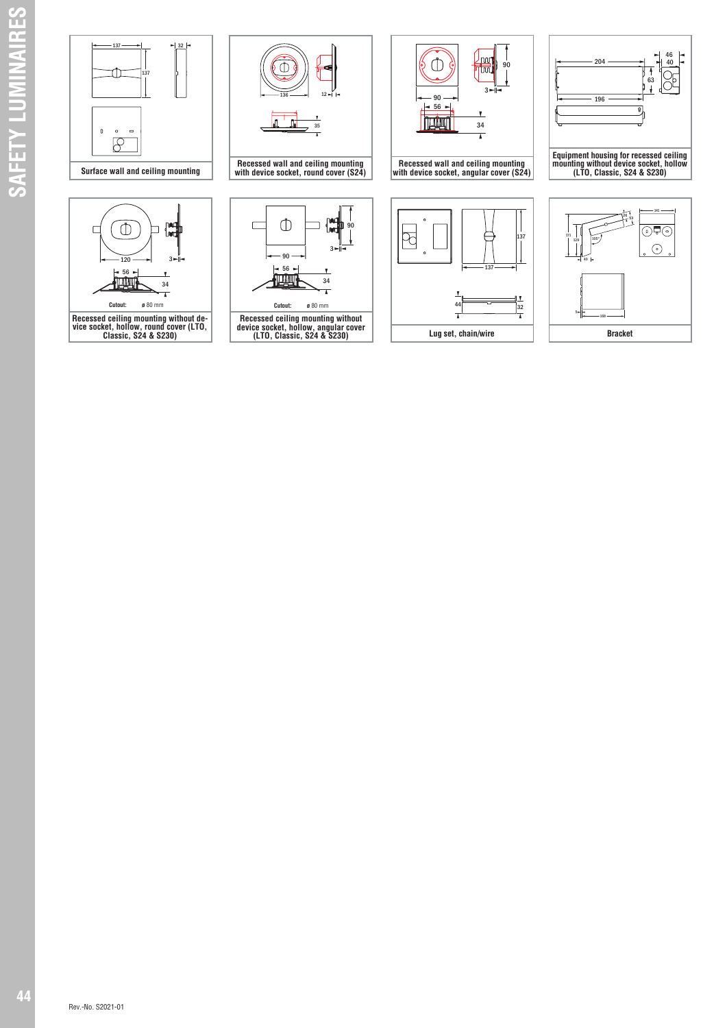Surface wall and ceiling mounting

Recessed wall and ceiling mounting with device socket, round cover (S24)

Recessed wall and ceiling mounting with device socket, angular cover (S24)

Equipment housing for recessed ceiling mounting without device socket, hollow (LTO, Classic, S24 & S230)

Cutout: ø 80 mm

Recessed ceiling mounting without device socket, hollow, round cover (LTO, Classic, S24 & S230)

Cutout: ø 80 mm

Recessed ceiling mounting without device socket, hollow, angular cover (LTO, Classic, S24 & S230)

Lug set, chain/wire

Bracket

Rev.-No. S2021-01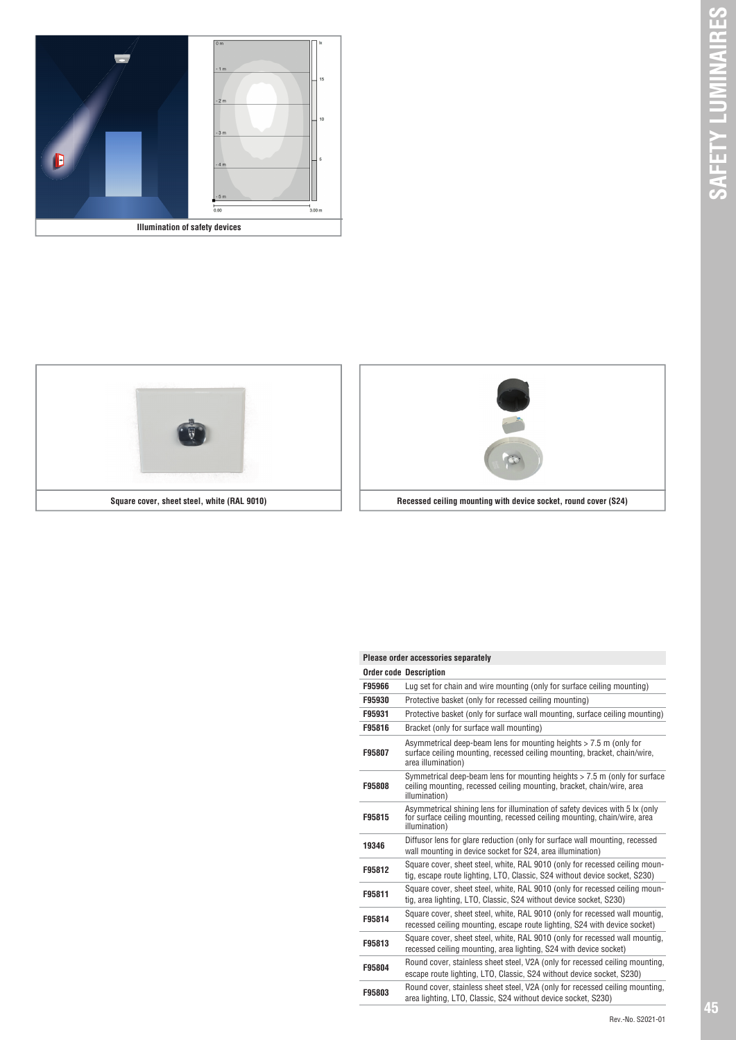0 m
- 1 m
- 2 m
- 3 m
- 4 m
- 5 m
0.00
3.00 m
lx
15
10
5

Illumination of safety devices

Square cover, sheet steel, white (RAL 9010)

Recessed ceiling mounting with device socket, round cover (S24)

| Please order accessories separately | |
|---|---|
| **Order code** | **Description** |
| **F95966** | Lug set for chain and wire mounting (only for surface ceiling mounting) |
| **F95930** | Protective basket (only for recessed ceiling mounting) |
| **F95931** | Protective basket (only for surface wall mounting, surface ceiling mounting) |
| **F95816** | Bracket (only for surface wall mounting) |
| **F95807** | Asymmetrical deep-beam lens for mounting heights > 7.5 m (only for surface ceiling mounting, recessed ceiling mounting, bracket, chain/wire, area illumination) |
| **F95808** | Symmetrical deep-beam lens for mounting heights > 7.5 m (only for surface ceiling mounting, recessed ceiling mounting, bracket, chain/wire, area illumination) |
| **F95815** | Asymmetrical shining lens for illumination of safety devices with 5 lx (only for surface ceiling mounting, recessed ceiling mounting, chain/wire, area illumination) |
| **19346** | Diffusor lens for glare reduction (only for surface wall mounting, recessed wall mounting in device socket for S24, area illumination) |
| **F95812** | Square cover, sheet steel, white, RAL 9010 (only for recessed ceiling mountig, escape route lighting, LTO, Classic, S24 without device socket, S230) |
| **F95811** | Square cover, sheet steel, white, RAL 9010 (only for recessed ceiling mountig, area lighting, LTO, Classic, S24 without device socket, S230) |
| **F95814** | Square cover, sheet steel, white, RAL 9010 (only for recessed wall mountig, recessed ceiling mounting, escape route lighting, S24 with device socket) |
| **F95813** | Square cover, sheet steel, white, RAL 9010 (only for recessed wall mountig, recessed ceiling mounting, area lighting, S24 with device socket) |
| **F95804** | Round cover, stainless sheet steel, V2A (only for recessed ceiling mounting, escape route lighting, LTO, Classic, S24 without device socket, S230) |
| **F95803** | Round cover, stainless sheet steel, V2A (only for recessed ceiling mounting, area lighting, LTO, Classic, S24 without device socket, S230) |

Rev.-No. S2021-01